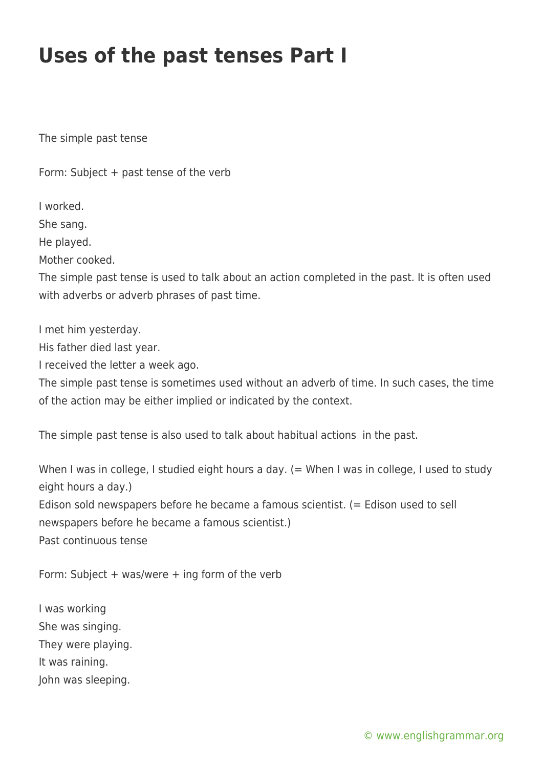# Uses of the past tenses Part I

The simple past tense

Form: Subject + past tense of the verb

I worked.
She sang.
He played.
Mother cooked.
The simple past tense is used to talk about an action completed in the past. It is often used with adverbs or adverb phrases of past time.

I met him yesterday.
His father died last year.
I received the letter a week ago.
The simple past tense is sometimes used without an adverb of time. In such cases, the time of the action may be either implied or indicated by the context.

The simple past tense is also used to talk about habitual actions in the past.

When I was in college, I studied eight hours a day. (= When I was in college, I used to study eight hours a day.)
Edison sold newspapers before he became a famous scientist. (= Edison used to sell newspapers before he became a famous scientist.)
Past continuous tense

Form: Subject + was/were + ing form of the verb

I was working
She was singing.
They were playing.
It was raining.
John was sleeping.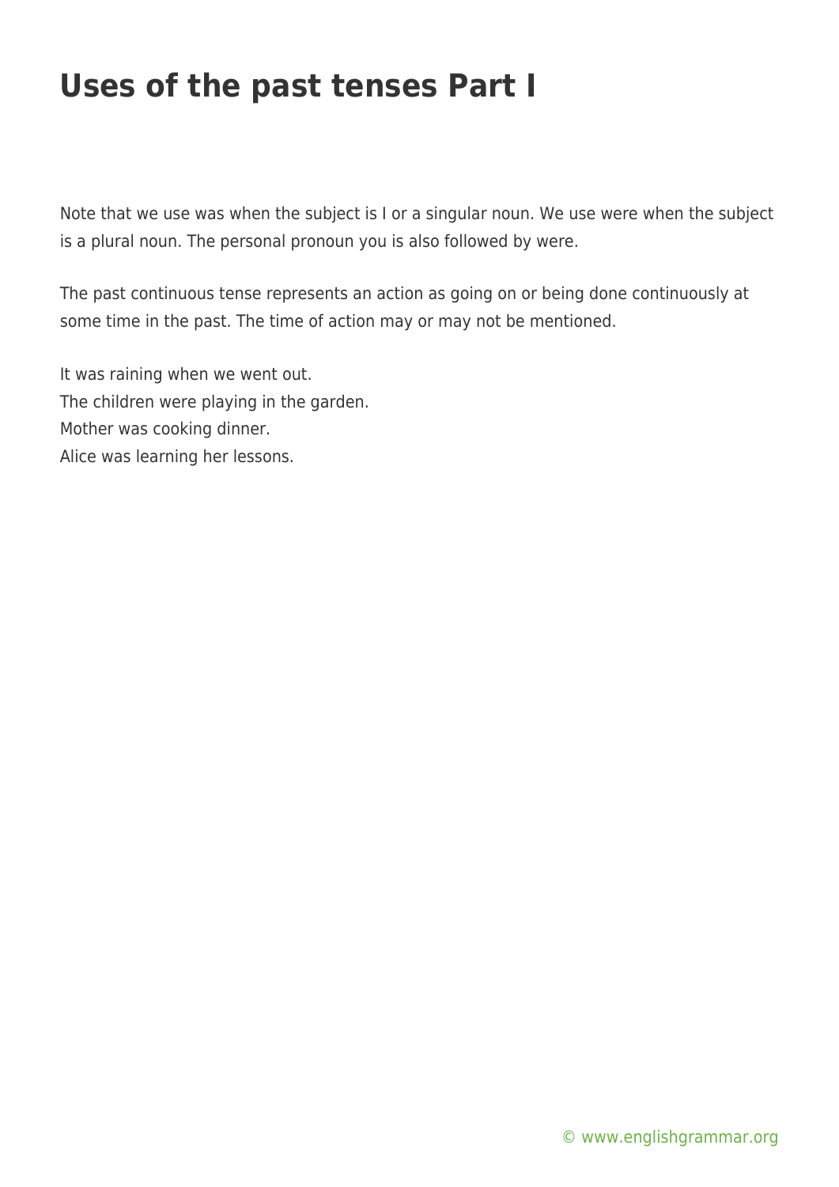# Uses of the past tenses Part I

Note that we use was when the subject is I or a singular noun. We use were when the subject is a plural noun. The personal pronoun you is also followed by were.

The past continuous tense represents an action as going on or being done continuously at some time in the past. The time of action may or may not be mentioned.

It was raining when we went out.
The children were playing in the garden.
Mother was cooking dinner.
Alice was learning her lessons.